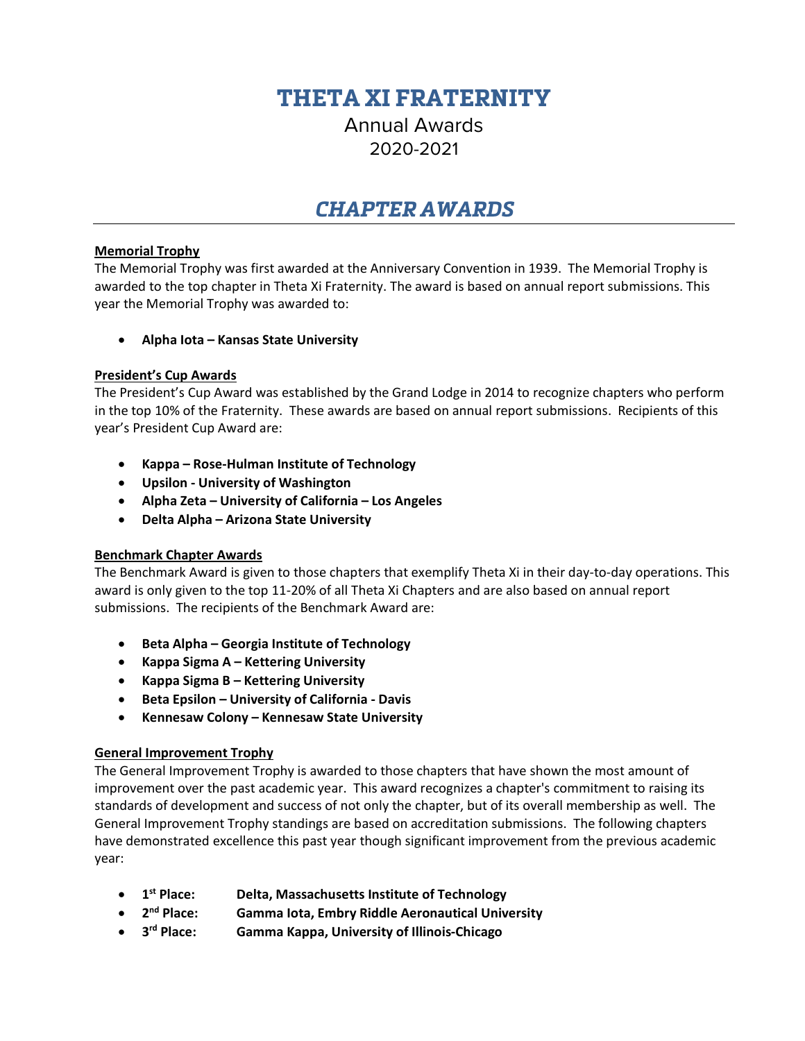# THETA XI FRATERNITY

Annual Awards
2020-2021

## *CHAPTER AWARDS*

### Memorial Trophy

The Memorial Trophy was first awarded at the Anniversary Convention in 1939. The Memorial Trophy is awarded to the top chapter in Theta Xi Fraternity. The award is based on annual report submissions. This year the Memorial Trophy was awarded to:

- **Alpha Iota – Kansas State University**

### President's Cup Awards

The President's Cup Award was established by the Grand Lodge in 2014 to recognize chapters who perform in the top 10% of the Fraternity. These awards are based on annual report submissions. Recipients of this year's President Cup Award are:

- **Kappa – Rose-Hulman Institute of Technology**
- **Upsilon - University of Washington**
- **Alpha Zeta – University of California – Los Angeles**
- **Delta Alpha – Arizona State University**

### Benchmark Chapter Awards

The Benchmark Award is given to those chapters that exemplify Theta Xi in their day-to-day operations. This award is only given to the top 11-20% of all Theta Xi Chapters and are also based on annual report submissions. The recipients of the Benchmark Award are:

- **Beta Alpha – Georgia Institute of Technology**
- **Kappa Sigma A – Kettering University**
- **Kappa Sigma B – Kettering University**
- **Beta Epsilon – University of California - Davis**
- **Kennesaw Colony – Kennesaw State University**

### General Improvement Trophy

The General Improvement Trophy is awarded to those chapters that have shown the most amount of improvement over the past academic year. This award recognizes a chapter's commitment to raising its standards of development and success of not only the chapter, but of its overall membership as well. The General Improvement Trophy standings are based on accreditation submissions. The following chapters have demonstrated excellence this past year though significant improvement from the previous academic year:

- **1st Place: Delta, Massachusetts Institute of Technology**
- **2nd Place: Gamma Iota, Embry Riddle Aeronautical University**
- **3rd Place: Gamma Kappa, University of Illinois-Chicago**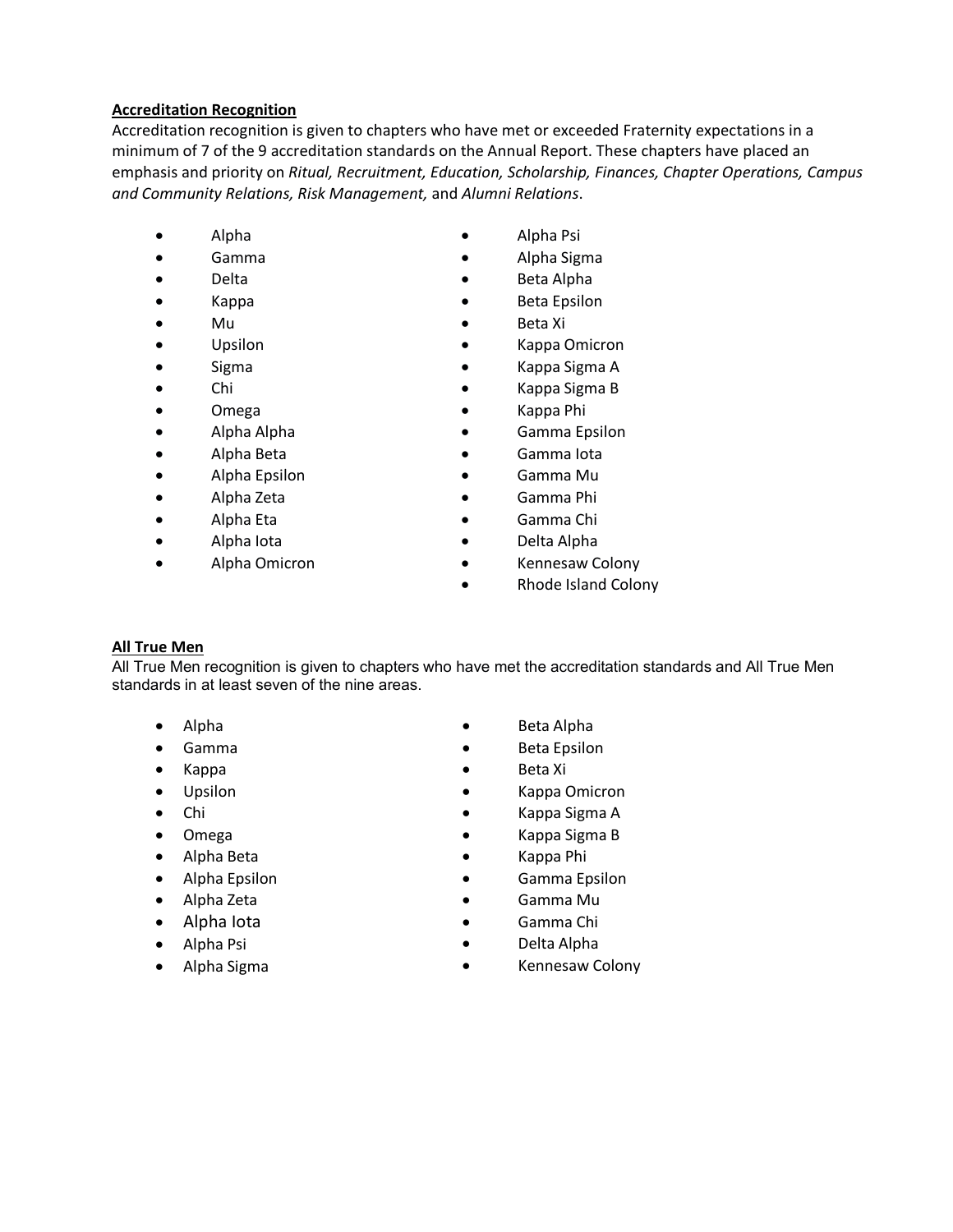**Accreditation Recognition**

Accreditation recognition is given to chapters who have met or exceeded Fraternity expectations in a minimum of 7 of the 9 accreditation standards on the Annual Report. These chapters have placed an emphasis and priority on *Ritual, Recruitment, Education, Scholarship, Finances, Chapter Operations, Campus and Community Relations, Risk Management,* and *Alumni Relations*.

- Alpha
- Gamma
- Delta
- Kappa
- Mu
- Upsilon
- Sigma
- Chi
- Omega
- Alpha Alpha
- Alpha Beta
- Alpha Epsilon
- Alpha Zeta
- Alpha Eta
- Alpha Iota
- Alpha Omicron
- Alpha Psi
- Alpha Sigma
- Beta Alpha
- Beta Epsilon
- Beta Xi
- Kappa Omicron
- Kappa Sigma A
- Kappa Sigma B
- Kappa Phi
- Gamma Epsilon
- Gamma Iota
- Gamma Mu
- Gamma Phi
- Gamma Chi
- Delta Alpha
- Kennesaw Colony
- Rhode Island Colony

**All True Men**

All True Men recognition is given to chapters who have met the accreditation standards and All True Men standards in at least seven of the nine areas.

- Alpha
- Gamma
- Kappa
- Upsilon
- Chi
- Omega
- Alpha Beta
- Alpha Epsilon
- Alpha Zeta
- Alpha Iota
- Alpha Psi
- Alpha Sigma
- Beta Alpha
- Beta Epsilon
- Beta Xi
- Kappa Omicron
- Kappa Sigma A
- Kappa Sigma B
- Kappa Phi
- Gamma Epsilon
- Gamma Mu
- Gamma Chi
- Delta Alpha
- Kennesaw Colony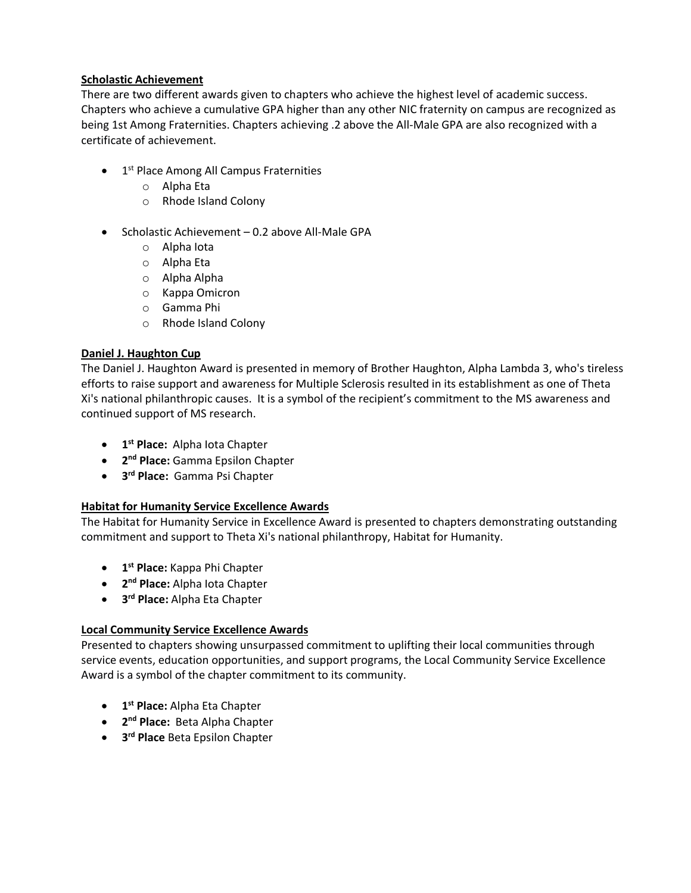## Scholastic Achievement

There are two different awards given to chapters who achieve the highest level of academic success. Chapters who achieve a cumulative GPA higher than any other NIC fraternity on campus are recognized as being 1st Among Fraternities. Chapters achieving .2 above the All-Male GPA are also recognized with a certificate of achievement.

- 1st Place Among All Campus Fraternities
  - Alpha Eta
  - Rhode Island Colony
- Scholastic Achievement – 0.2 above All-Male GPA
  - Alpha Iota
  - Alpha Eta
  - Alpha Alpha
  - Kappa Omicron
  - Gamma Phi
  - Rhode Island Colony

## Daniel J. Haughton Cup

The Daniel J. Haughton Award is presented in memory of Brother Haughton, Alpha Lambda 3, who's tireless efforts to raise support and awareness for Multiple Sclerosis resulted in its establishment as one of Theta Xi's national philanthropic causes. It is a symbol of the recipient's commitment to the MS awareness and continued support of MS research.

- **1st Place:** Alpha Iota Chapter
- **2nd Place:** Gamma Epsilon Chapter
- **3rd Place:** Gamma Psi Chapter

## Habitat for Humanity Service Excellence Awards

The Habitat for Humanity Service in Excellence Award is presented to chapters demonstrating outstanding commitment and support to Theta Xi's national philanthropy, Habitat for Humanity.

- **1st Place:** Kappa Phi Chapter
- **2nd Place:** Alpha Iota Chapter
- **3rd Place:** Alpha Eta Chapter

## Local Community Service Excellence Awards

Presented to chapters showing unsurpassed commitment to uplifting their local communities through service events, education opportunities, and support programs, the Local Community Service Excellence Award is a symbol of the chapter commitment to its community.

- **1st Place:** Alpha Eta Chapter
- **2nd Place:** Beta Alpha Chapter
- **3rd Place** Beta Epsilon Chapter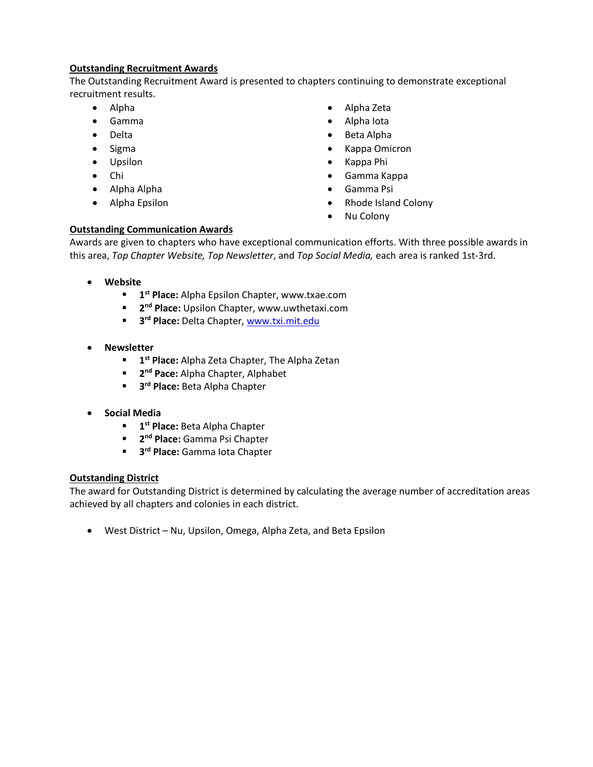**<u>Outstanding Recruitment Awards</u>**

The Outstanding Recruitment Award is presented to chapters continuing to demonstrate exceptional recruitment results.

- Alpha
- Gamma
- Delta
- Sigma
- Upsilon
- Chi
- Alpha Alpha
- Alpha Epsilon
- Alpha Zeta
- Alpha Iota
- Beta Alpha
- Kappa Omicron
- Kappa Phi
- Gamma Kappa
- Gamma Psi
- Rhode Island Colony
- Nu Colony

**<u>Outstanding Communication Awards</u>**

Awards are given to chapters who have exceptional communication efforts. With three possible awards in this area, *Top Chapter Website, Top Newsletter*, and *Top Social Media,* each area is ranked 1st-3rd.

- **Website**
  - **1st Place:** Alpha Epsilon Chapter, www.txae.com
  - **2nd Place:** Upsilon Chapter, www.uwthetaxi.com
  - **3rd Place:** Delta Chapter, [www.txi.mit.edu](www.txi.mit.edu)

- **Newsletter**
  - **1st Place:** Alpha Zeta Chapter, The Alpha Zetan
  - **2nd Pace:** Alpha Chapter, Alphabet
  - **3rd Place:** Beta Alpha Chapter

- **Social Media**
  - **1st Place:** Beta Alpha Chapter
  - **2nd Place:** Gamma Psi Chapter
  - **3rd Place:** Gamma Iota Chapter

**<u>Outstanding District</u>**

The award for Outstanding District is determined by calculating the average number of accreditation areas achieved by all chapters and colonies in each district.

- West District – Nu, Upsilon, Omega, Alpha Zeta, and Beta Epsilon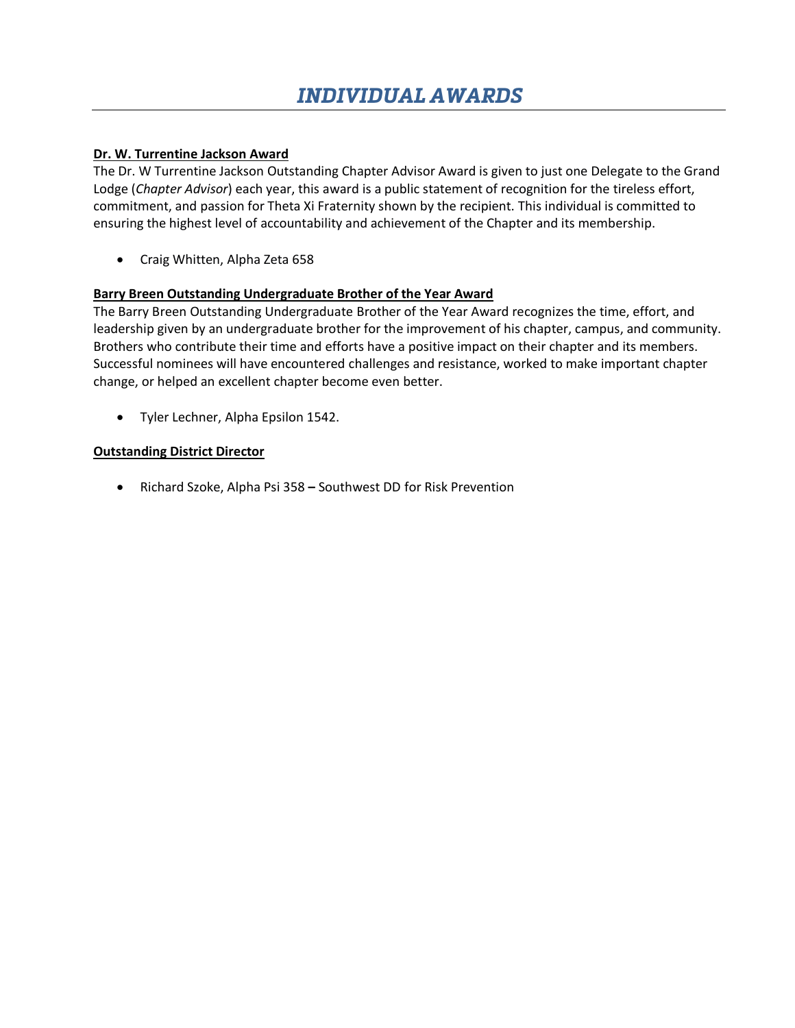# INDIVIDUAL AWARDS

**Dr. W. Turrentine Jackson Award**

The Dr. W Turrentine Jackson Outstanding Chapter Advisor Award is given to just one Delegate to the Grand Lodge (*Chapter Advisor*) each year, this award is a public statement of recognition for the tireless effort, commitment, and passion for Theta Xi Fraternity shown by the recipient. This individual is committed to ensuring the highest level of accountability and achievement of the Chapter and its membership.

- Craig Whitten, Alpha Zeta 658

**Barry Breen Outstanding Undergraduate Brother of the Year Award**

The Barry Breen Outstanding Undergraduate Brother of the Year Award recognizes the time, effort, and leadership given by an undergraduate brother for the improvement of his chapter, campus, and community. Brothers who contribute their time and efforts have a positive impact on their chapter and its members. Successful nominees will have encountered challenges and resistance, worked to make important chapter change, or helped an excellent chapter become even better.

- Tyler Lechner, Alpha Epsilon 1542.

**Outstanding District Director**

- Richard Szoke, Alpha Psi 358 **–** Southwest DD for Risk Prevention